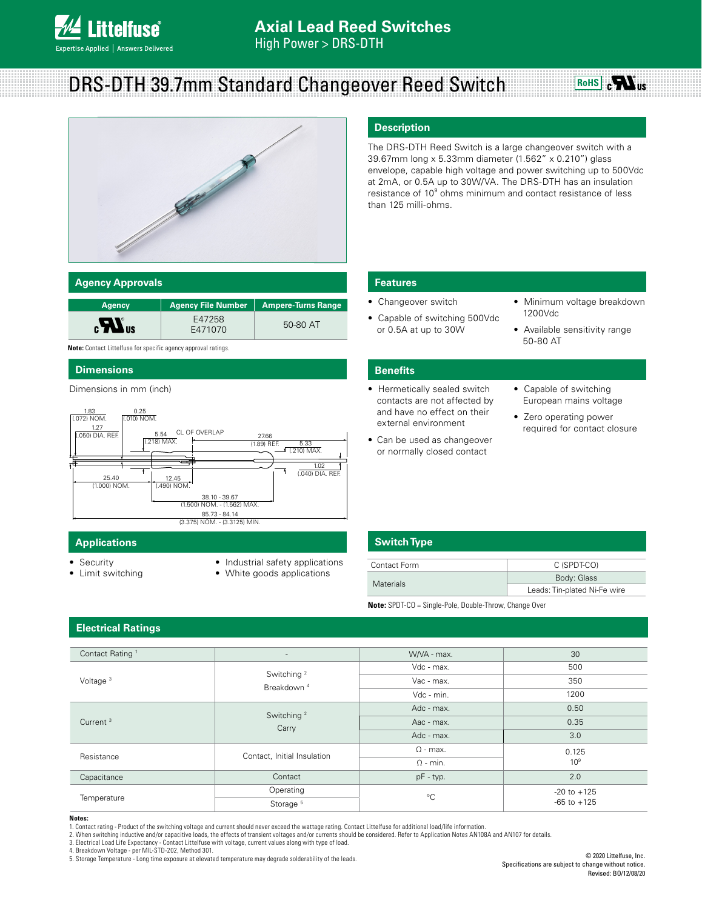# Axial Lead Reed Switches

High Power > DRS-DTH

# DRS-DTH 39.7mm Standard Changeover Reed Switch

## Description

The DRS-DTH Reed Switch is a large changeover switch with a 39.67mm long x 5.33mm diameter (1.562" x 0.210") glass envelope, capable high voltage and power switching up to 500Vdc at 2mA, or 0.5A up to 30W/VA. The DRS-DTH has an insulation resistance of $10^9$ ohms minimum and contact resistance of less than 125 milli-ohms.

## Agency Approvals

| Agency | Agency File Number | Ampere-Turns Range |
|---|---|---|
| cULus | E47258<br>E471070 | 50-80 AT |

**Note:** Contact Littelfuse for specific agency approval ratings.

## Features

- Changeover switch
- Capable of switching 500Vdc or 0.5A at up to 30W
- Minimum voltage breakdown 1200Vdc
- Available sensitivity range 50-80 AT

## Dimensions

Dimensions in mm (inch)

1.83 (.072) NOM.; 0.25 (.010) NOM.; 1.27 (.050) DIA. REF.; 5.54 (.218) MAX.; CL OF OVERLAP; 27.66 (1.89) REF.; 5.33 (.210) MAX.; 1.02 (.040) DIA. REF.; 25.40 (1.000) NOM.; 12.45 (.490) NOM.; 38.10 - 39.67 (1.500) NOM. - (1.562) MAX.; 85.73 - 84.14 (3.375) NOM. - (3.3125) MIN.

## Benefits

- Hermetically sealed switch contacts are not affected by and have no effect on their external environment
- Can be used as changeover or normally closed contact
- Capable of switching European mains voltage
- Zero operating power required for contact closure

## Applications

- Security
- Limit switching
- Industrial safety applications
- White goods applications

## Switch Type

| | |
|---|---|
| Contact Form | C (SPDT-CO) |
| Materials | Body: Glass |
| | Leads: Tin-plated Ni-Fe wire |

**Note:** SPDT-CO = Single-Pole, Double-Throw, Change Over

## Electrical Ratings

| | | | |
|---|---|---|---|
| Contact Rating [1] | - | W/VA - max. | 30 |
| Voltage [3] | Switching [2] | Vdc - max. | 500 |
| | | Vac - max. | 350 |
| | Breakdown [4] | Vdc - min. | 1200 |
| Current [3] | Switching [2] | Adc - max. | 0.50 |
| | | Aac - max. | 0.35 |
| | Carry | Adc - max. | 3.0 |
| Resistance | Contact, Initial Insulation | Ω - max. | 0.125 |
| | | Ω - min. | $10^9$ |
| Capacitance | Contact | pF - typ. | 2.0 |
| Temperature | Operating | °C | -20 to +125 |
| | Storage [5] | | -65 to +125 |

**Notes:**

1. Contact rating - Product of the switching voltage and current should never exceed the wattage rating. Contact Littelfuse for additional load/life information.
2. When switching inductive and/or capacitive loads, the effects of transient voltages and/or currents should be considered. Refer to Application Notes AN108A and AN107 for details.
3. Electrical Load Life Expectancy - Contact Littelfuse with voltage, current values along with type of load.
4. Breakdown Voltage - per MIL-STD-202, Method 301.
5. Storage Temperature - Long time exposure at elevated temperature may degrade solderability of the leads.

© 2020 Littelfuse, Inc.
Specifications are subject to change without notice.
Revised: BO/12/08/20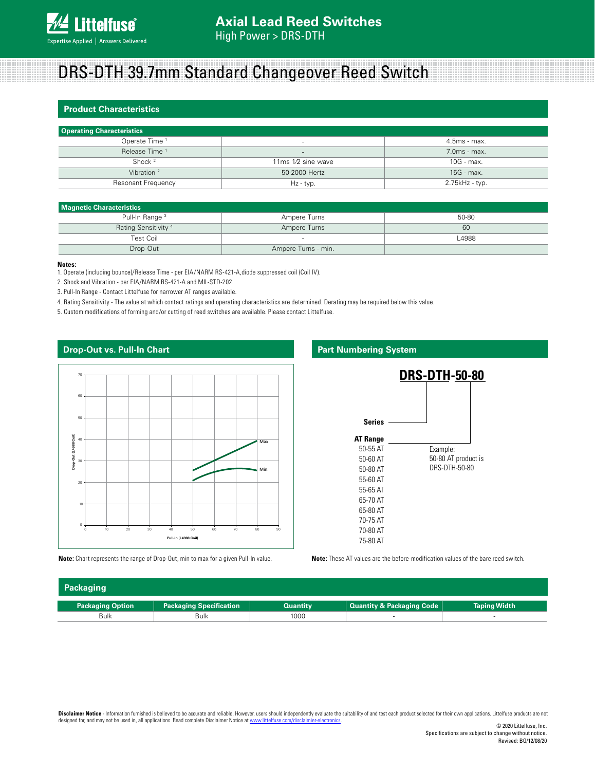# DRS-DTH 39.7mm Standard Changeover Reed Switch

## Product Characteristics

| Operating Characteristics | | |
|---|---|---|
| Operate Time [1] | - | 4.5ms - max. |
| Release Time [1] | - | 7.0ms - max. |
| Shock [2] | 11ms ½ sine wave | 10G - max. |
| Vibration [2] | 50-2000 Hertz | 15G - max. |
| Resonant Frequency | Hz - typ. | 2.75kHz - typ. |

| Magnetic Characteristics | | |
|---|---|---|
| Pull-In Range [3] | Ampere Turns | 50-80 |
| Rating Sensitivity [4] | Ampere Turns | 60 |
| Test Coil | - | L4988 |
| Drop-Out | Ampere-Turns - min. | - |

**Notes:**

1. Operate (including bounce)/Release Time - per EIA/NARM RS-421-A,diode suppressed coil (Coil IV).
2. Shock and Vibration - per EIA/NARM RS-421-A and MIL-STD-202.
3. Pull-In Range - Contact Littelfuse for narrower AT ranges available.
4. Rating Sensitivity - The value at which contact ratings and operating characteristics are determined. Derating may be required below this value.
5. Custom modifications of forming and/or cutting of reed switches are available. Please contact Littelfuse.

## Drop-Out vs. Pull-In Chart

70
60
50
40
30
20
10
0
Drop-Out (L4988 Coil)
0 10 20 30 40 50 60 70 80 90
Pull-In (L4988 Coil)
Max.
Min.

**Note:** Chart represents the range of Drop-Out, min to max for a given Pull-In value.

## Part Numbering System

**DRS-DTH-50-80**

**Series**

**AT Range**

- 50-55 AT
- 50-60 AT
- 50-80 AT
- 55-60 AT
- 55-65 AT
- 65-70 AT
- 65-80 AT
- 70-75 AT
- 70-80 AT
- 75-80 AT

Example:
50-80 AT product is
DRS-DTH-50-80

**Note:** These AT values are the before-modification values of the bare reed switch.

## Packaging

| Packaging Option | Packaging Specification | Quantity | Quantity & Packaging Code | Taping Width |
|---|---|---|---|---|
| Bulk | Bulk | 1000 | - | - |

**Disclaimer Notice** - Information furnished is believed to be accurate and reliable. However, users should independently evaluate the suitability of and test each product selected for their own applications. Littelfuse products are not designed for, and may not be used in, all applications. Read complete Disclaimer Notice at www.littelfuse.com/disclaimer-electronics.

© 2020 Littelfuse, Inc.
Specifications are subject to change without notice.
Revised: BO/12/08/20